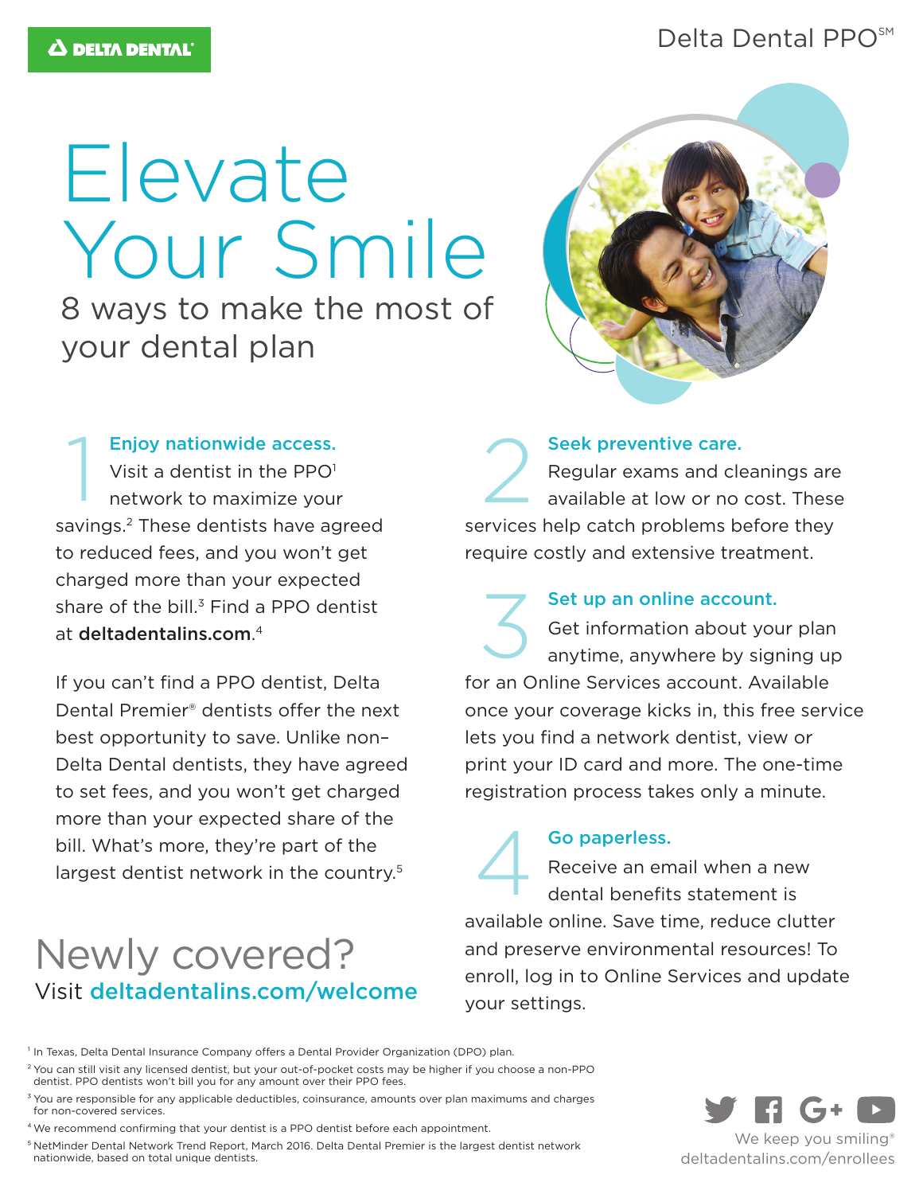**DELTA DENTAL**

Delta Dental PPO℠

# Elevate Your Smile

## 8 ways to make the most of your dental plan

### 1 Enjoy nationwide access.

Visit a dentist in the PPO[1] network to maximize your savings.[2] These dentists have agreed to reduced fees, and you won't get charged more than your expected share of the bill.[3] Find a PPO dentist at **deltadentalins.com**.[4]

If you can't find a PPO dentist, Delta Dental Premier® dentists offer the next best opportunity to save. Unlike non–Delta Dental dentists, they have agreed to set fees, and you won't get charged more than your expected share of the bill. What's more, they're part of the largest dentist network in the country.[5]

## Newly covered?

Visit **deltadentalins.com/welcome**

### 2 Seek preventive care.

Regular exams and cleanings are available at low or no cost. These services help catch problems before they require costly and extensive treatment.

### 3 Set up an online account.

Get information about your plan anytime, anywhere by signing up for an Online Services account. Available once your coverage kicks in, this free service lets you find a network dentist, view or print your ID card and more. The one-time registration process takes only a minute.

### 4 Go paperless.

Receive an email when a new dental benefits statement is available online. Save time, reduce clutter and preserve environmental resources! To enroll, log in to Online Services and update your settings.

[1] In Texas, Delta Dental Insurance Company offers a Dental Provider Organization (DPO) plan.

[2] You can still visit any licensed dentist, but your out-of-pocket costs may be higher if you choose a non-PPO dentist. PPO dentists won't bill you for any amount over their PPO fees.

[3] You are responsible for any applicable deductibles, coinsurance, amounts over plan maximums and charges for non-covered services.

[4] We recommend confirming that your dentist is a PPO dentist before each appointment.

[5] NetMinder Dental Network Trend Report, March 2016. Delta Dental Premier is the largest dentist network nationwide, based on total unique dentists.

We keep you smiling®
deltadentalins.com/enrollees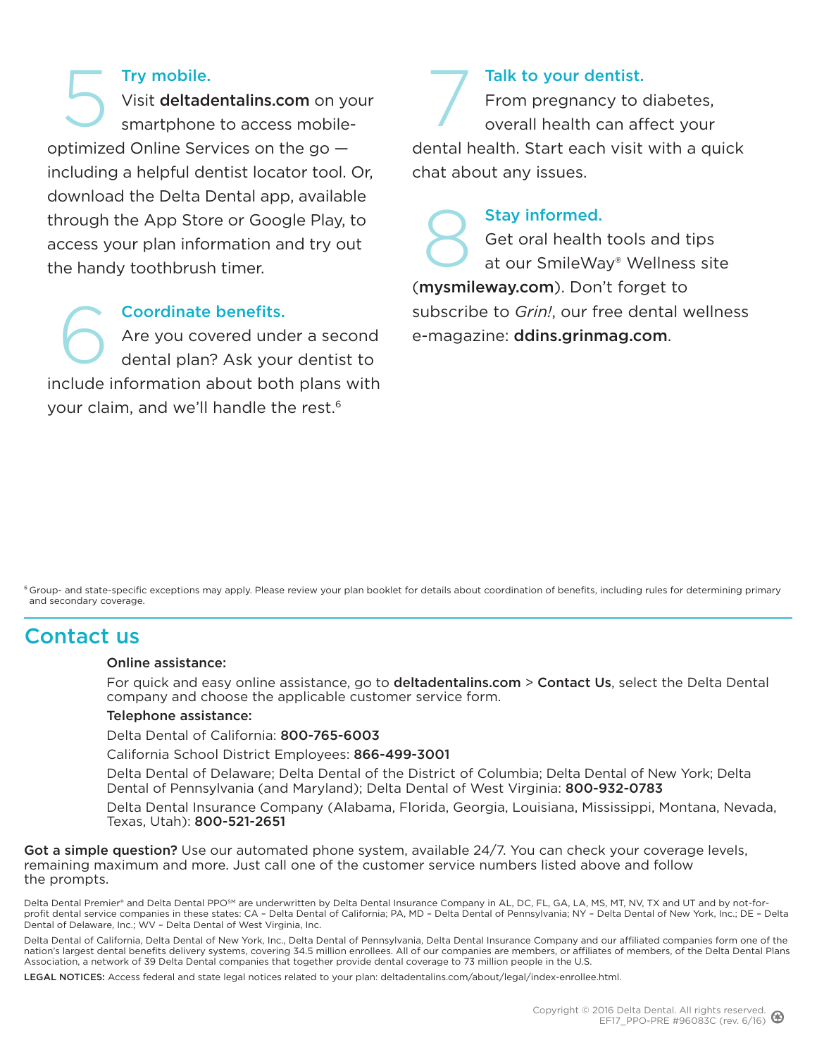## 5 Try mobile.

Visit **deltadentalins.com** on your smartphone to access mobile-optimized Online Services on the go — including a helpful dentist locator tool. Or, download the Delta Dental app, available through the App Store or Google Play, to access your plan information and try out the handy toothbrush timer.

## 6 Coordinate benefits.

Are you covered under a second dental plan? Ask your dentist to include information about both plans with your claim, and we'll handle the rest.[6]

## 7 Talk to your dentist.

From pregnancy to diabetes, overall health can affect your dental health. Start each visit with a quick chat about any issues.

## 8 Stay informed.

Get oral health tools and tips at our SmileWay® Wellness site (**mysmileway.com**). Don't forget to subscribe to *Grin!*, our free dental wellness e-magazine: **ddins.grinmag.com**.

[6] Group- and state-specific exceptions may apply. Please review your plan booklet for details about coordination of benefits, including rules for determining primary and secondary coverage.

# Contact us

**Online assistance:**

For quick and easy online assistance, go to **deltadentalins.com** > **Contact Us**, select the Delta Dental company and choose the applicable customer service form.

**Telephone assistance:**

Delta Dental of California: **800-765-6003**

California School District Employees: **866-499-3001**

Delta Dental of Delaware; Delta Dental of the District of Columbia; Delta Dental of New York; Delta Dental of Pennsylvania (and Maryland); Delta Dental of West Virginia: **800-932-0783**

Delta Dental Insurance Company (Alabama, Florida, Georgia, Louisiana, Mississippi, Montana, Nevada, Texas, Utah): **800-521-2651**

**Got a simple question?** Use our automated phone system, available 24/7. You can check your coverage levels, remaining maximum and more. Just call one of the customer service numbers listed above and follow the prompts.

Delta Dental Premier® and Delta Dental PPO℠ are underwritten by Delta Dental Insurance Company in AL, DC, FL, GA, LA, MS, MT, NV, TX and UT and by not-for-profit dental service companies in these states: CA – Delta Dental of California; PA, MD – Delta Dental of Pennsylvania; NY – Delta Dental of New York, Inc.; DE – Delta Dental of Delaware, Inc.; WV – Delta Dental of West Virginia, Inc.

Delta Dental of California, Delta Dental of New York, Inc., Delta Dental of Pennsylvania, Delta Dental Insurance Company and our affiliated companies form one of the nation's largest dental benefits delivery systems, covering 34.5 million enrollees. All of our companies are members, or affiliates of members, of the Delta Dental Plans Association, a network of 39 Delta Dental companies that together provide dental coverage to 73 million people in the U.S.

**LEGAL NOTICES:** Access federal and state legal notices related to your plan: deltadentalins.com/about/legal/index-enrollee.html.

Copyright © 2016 Delta Dental. All rights reserved.
EF17_PPO-PRE #96083C (rev. 6/16)